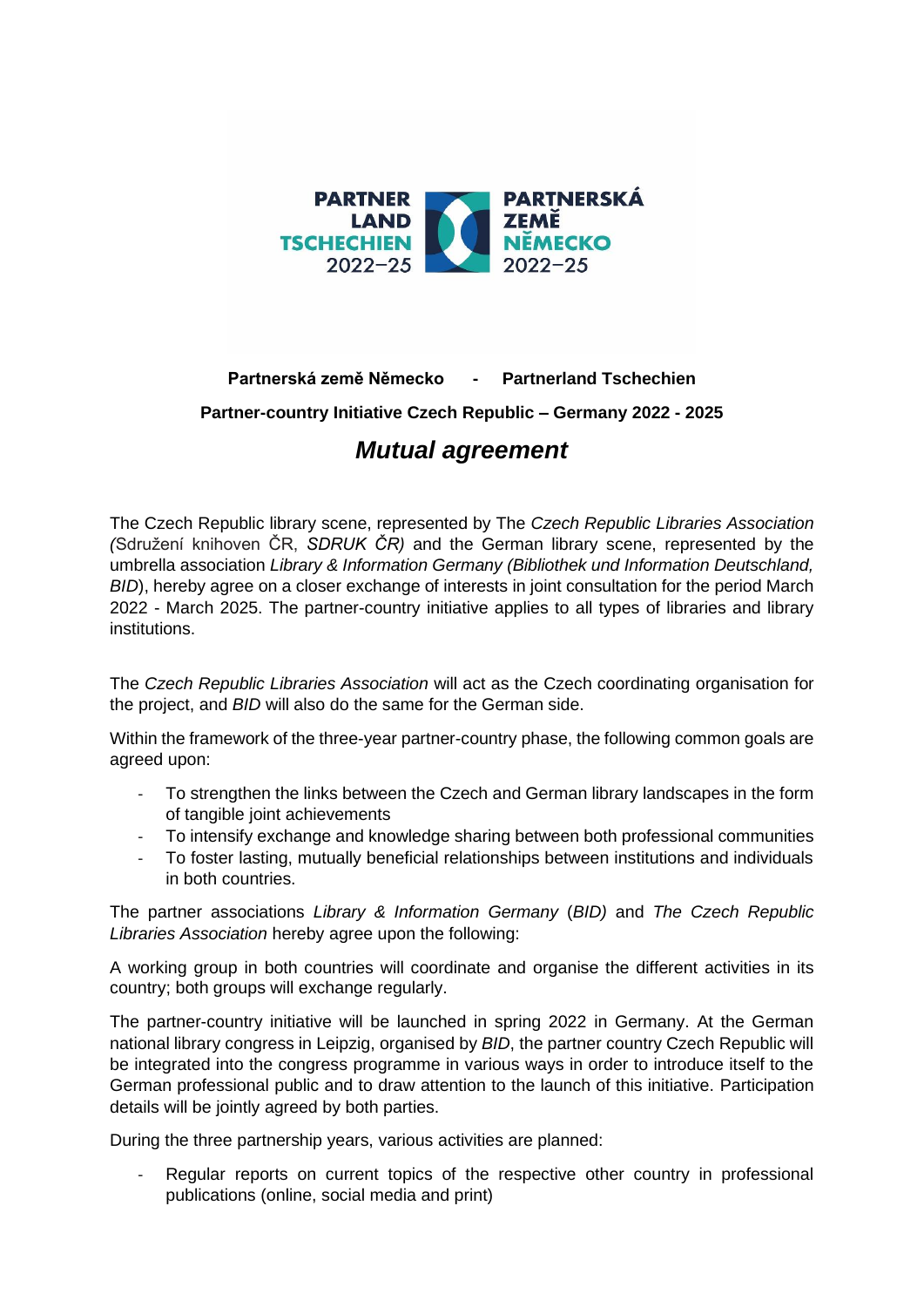PARTNER LAND TSCHECHIEN 2022–25 | PARTNERSKÁ ZEMĚ NĚMECKO 2022–25

**Partnerská země Německo - Partnerland Tschechien**

**Partner-country Initiative Czech Republic – Germany 2022 - 2025**

# ***Mutual agreement***

The Czech Republic library scene, represented by The *Czech Republic Libraries Association (*Sdružení knihoven ČR, *SDRUK ČR)* and the German library scene, represented by the umbrella association *Library & Information Germany (Bibliothek und Information Deutschland, BID*), hereby agree on a closer exchange of interests in joint consultation for the period March 2022 - March 2025. The partner-country initiative applies to all types of libraries and library institutions.

The *Czech Republic Libraries Association* will act as the Czech coordinating organisation for the project, and *BID* will also do the same for the German side.

Within the framework of the three-year partner-country phase, the following common goals are agreed upon:

- To strengthen the links between the Czech and German library landscapes in the form of tangible joint achievements
- To intensify exchange and knowledge sharing between both professional communities
- To foster lasting, mutually beneficial relationships between institutions and individuals in both countries.

The partner associations *Library & Information Germany* (*BID)* and *The Czech Republic Libraries Association* hereby agree upon the following:

A working group in both countries will coordinate and organise the different activities in its country; both groups will exchange regularly.

The partner-country initiative will be launched in spring 2022 in Germany. At the German national library congress in Leipzig, organised by *BID*, the partner country Czech Republic will be integrated into the congress programme in various ways in order to introduce itself to the German professional public and to draw attention to the launch of this initiative. Participation details will be jointly agreed by both parties.

During the three partnership years, various activities are planned:

- Regular reports on current topics of the respective other country in professional publications (online, social media and print)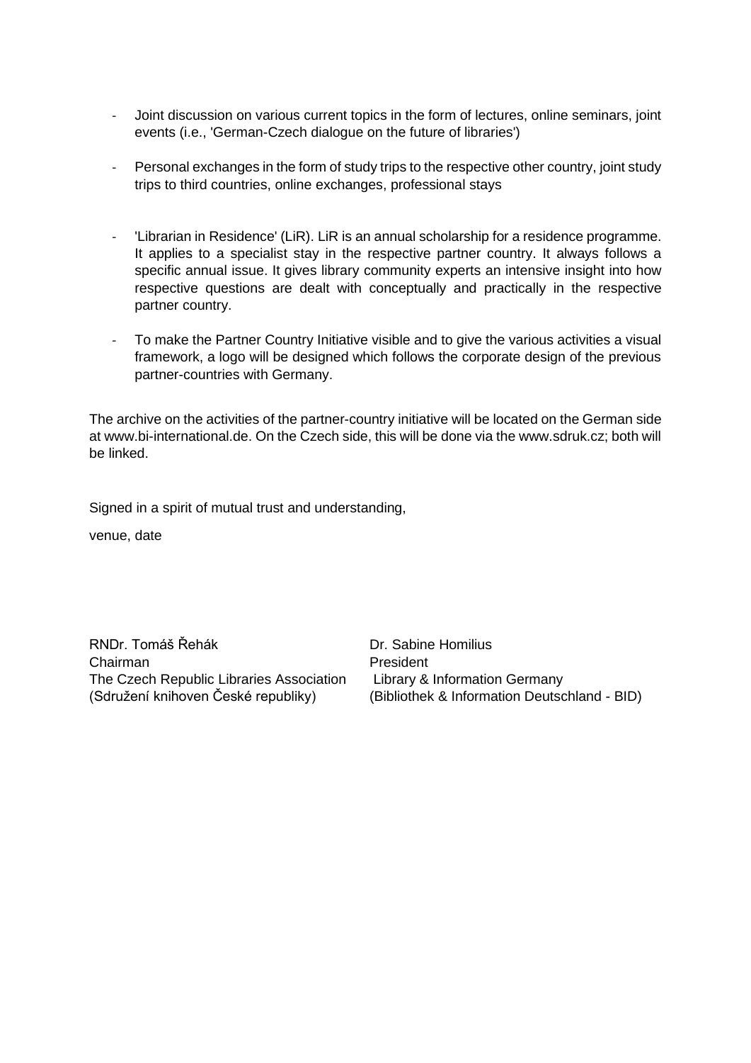- Joint discussion on various current topics in the form of lectures, online seminars, joint events (i.e., 'German-Czech dialogue on the future of libraries')
- Personal exchanges in the form of study trips to the respective other country, joint study trips to third countries, online exchanges, professional stays
- 'Librarian in Residence' (LiR). LiR is an annual scholarship for a residence programme. It applies to a specialist stay in the respective partner country. It always follows a specific annual issue. It gives library community experts an intensive insight into how respective questions are dealt with conceptually and practically in the respective partner country.
- To make the Partner Country Initiative visible and to give the various activities a visual framework, a logo will be designed which follows the corporate design of the previous partner-countries with Germany.

The archive on the activities of the partner-country initiative will be located on the German side at www.bi-international.de. On the Czech side, this will be done via the www.sdruk.cz; both will be linked.

Signed in a spirit of mutual trust and understanding,

venue, date

RNDr. Tomáš Řehák
Chairman
The Czech Republic Libraries Association
(Sdružení knihoven České republiky)

Dr. Sabine Homilius
President
Library & Information Germany
(Bibliothek & Information Deutschland - BID)